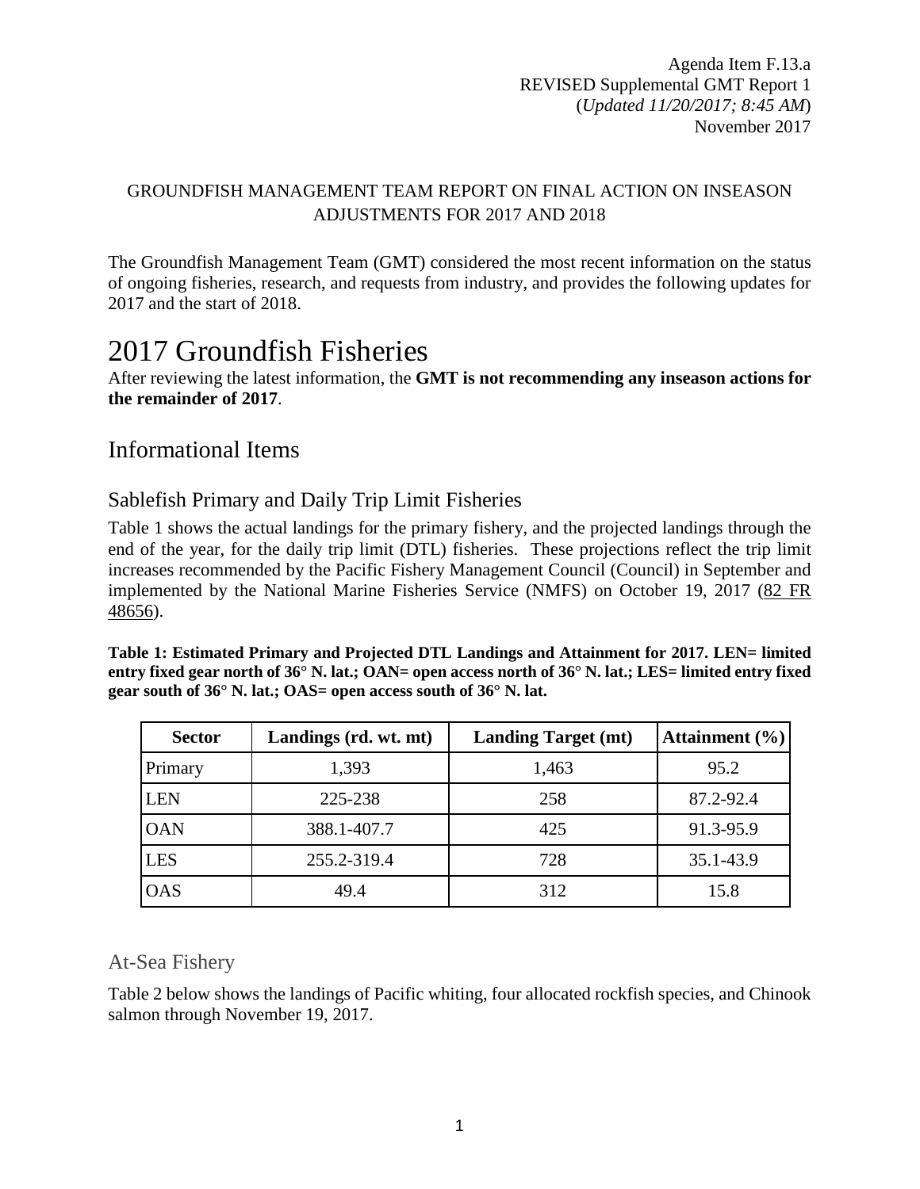Agenda Item F.13.a
REVISED Supplemental GMT Report 1
(*Updated 11/20/2017; 8:45 AM*)
November 2017

GROUNDFISH MANAGEMENT TEAM REPORT ON FINAL ACTION ON INSEASON ADJUSTMENTS FOR 2017 AND 2018

The Groundfish Management Team (GMT) considered the most recent information on the status of ongoing fisheries, research, and requests from industry, and provides the following updates for 2017 and the start of 2018.

# 2017 Groundfish Fisheries

After reviewing the latest information, the **GMT is not recommending any inseason actions for the remainder of 2017**.

## Informational Items

### Sablefish Primary and Daily Trip Limit Fisheries

Table 1 shows the actual landings for the primary fishery, and the projected landings through the end of the year, for the daily trip limit (DTL) fisheries. These projections reflect the trip limit increases recommended by the Pacific Fishery Management Council (Council) in September and implemented by the National Marine Fisheries Service (NMFS) on October 19, 2017 (82 FR 48656).

**Table 1: Estimated Primary and Projected DTL Landings and Attainment for 2017. LEN= limited entry fixed gear north of 36° N. lat.; OAN= open access north of 36° N. lat.; LES= limited entry fixed gear south of 36° N. lat.; OAS= open access south of 36° N. lat.**

| Sector | Landings (rd. wt. mt) | Landing Target (mt) | Attainment (%) |
|---|---|---|---|
| Primary | 1,393 | 1,463 | 95.2 |
| LEN | 225-238 | 258 | 87.2-92.4 |
| OAN | 388.1-407.7 | 425 | 91.3-95.9 |
| LES | 255.2-319.4 | 728 | 35.1-43.9 |
| OAS | 49.4 | 312 | 15.8 |

### At-Sea Fishery

Table 2 below shows the landings of Pacific whiting, four allocated rockfish species, and Chinook salmon through November 19, 2017.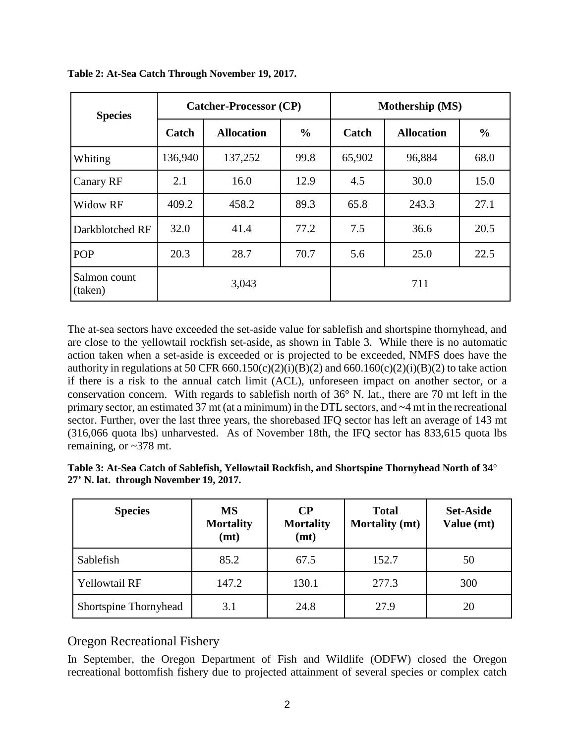**Table 2: At-Sea Catch Through November 19, 2017.**

| Species | Catcher-Processor (CP) | | | Mothership (MS) | | |
|---|---|---|---|---|---|---|
| | Catch | Allocation | % | Catch | Allocation | % |
| Whiting | 136,940 | 137,252 | 99.8 | 65,902 | 96,884 | 68.0 |
| Canary RF | 2.1 | 16.0 | 12.9 | 4.5 | 30.0 | 15.0 |
| Widow RF | 409.2 | 458.2 | 89.3 | 65.8 | 243.3 | 27.1 |
| Darkblotched RF | 32.0 | 41.4 | 77.2 | 7.5 | 36.6 | 20.5 |
| POP | 20.3 | 28.7 | 70.7 | 5.6 | 25.0 | 22.5 |
| Salmon count (taken) | 3,043 | | | 711 | | |

The at-sea sectors have exceeded the set-aside value for sablefish and shortspine thornyhead, and are close to the yellowtail rockfish set-aside, as shown in Table 3. While there is no automatic action taken when a set-aside is exceeded or is projected to be exceeded, NMFS does have the authority in regulations at 50 CFR 660.150(c)(2)(i)(B)(2) and 660.160(c)(2)(i)(B)(2) to take action if there is a risk to the annual catch limit (ACL), unforeseen impact on another sector, or a conservation concern. With regards to sablefish north of 36° N. lat., there are 70 mt left in the primary sector, an estimated 37 mt (at a minimum) in the DTL sectors, and ~4 mt in the recreational sector. Further, over the last three years, the shorebased IFQ sector has left an average of 143 mt (316,066 quota lbs) unharvested. As of November 18th, the IFQ sector has 833,615 quota lbs remaining, or ~378 mt.

**Table 3: At-Sea Catch of Sablefish, Yellowtail Rockfish, and Shortspine Thornyhead North of 34° 27' N. lat. through November 19, 2017.**

| Species | MS Mortality (mt) | CP Mortality (mt) | Total Mortality (mt) | Set-Aside Value (mt) |
|---|---|---|---|---|
| Sablefish | 85.2 | 67.5 | 152.7 | 50 |
| Yellowtail RF | 147.2 | 130.1 | 277.3 | 300 |
| Shortspine Thornyhead | 3.1 | 24.8 | 27.9 | 20 |

## Oregon Recreational Fishery

In September, the Oregon Department of Fish and Wildlife (ODFW) closed the Oregon recreational bottomfish fishery due to projected attainment of several species or complex catch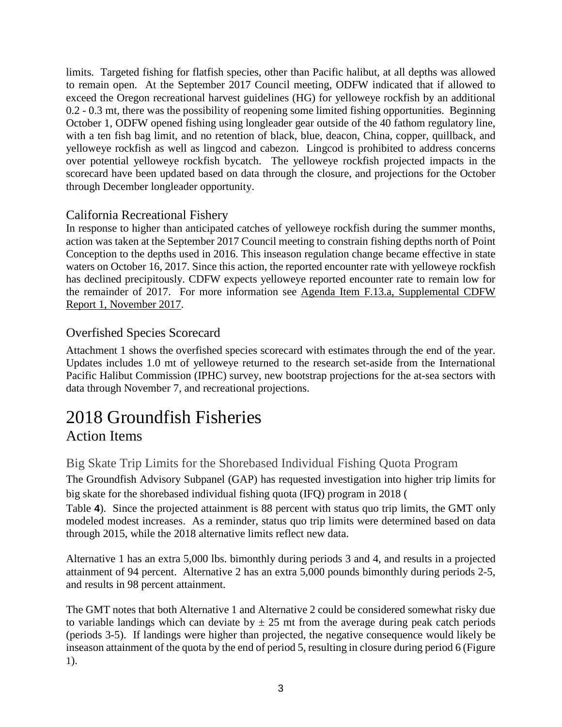limits. Targeted fishing for flatfish species, other than Pacific halibut, at all depths was allowed to remain open. At the September 2017 Council meeting, ODFW indicated that if allowed to exceed the Oregon recreational harvest guidelines (HG) for yelloweye rockfish by an additional 0.2 - 0.3 mt, there was the possibility of reopening some limited fishing opportunities. Beginning October 1, ODFW opened fishing using longleader gear outside of the 40 fathom regulatory line, with a ten fish bag limit, and no retention of black, blue, deacon, China, copper, quillback, and yelloweye rockfish as well as lingcod and cabezon. Lingcod is prohibited to address concerns over potential yelloweye rockfish bycatch. The yelloweye rockfish projected impacts in the scorecard have been updated based on data through the closure, and projections for the October through December longleader opportunity.

### California Recreational Fishery

In response to higher than anticipated catches of yelloweye rockfish during the summer months, action was taken at the September 2017 Council meeting to constrain fishing depths north of Point Conception to the depths used in 2016. This inseason regulation change became effective in state waters on October 16, 2017. Since this action, the reported encounter rate with yelloweye rockfish has declined precipitously. CDFW expects yelloweye reported encounter rate to remain low for the remainder of 2017. For more information see Agenda Item F.13.a, Supplemental CDFW Report 1, November 2017.

### Overfished Species Scorecard

Attachment 1 shows the overfished species scorecard with estimates through the end of the year. Updates includes 1.0 mt of yelloweye returned to the research set-aside from the International Pacific Halibut Commission (IPHC) survey, new bootstrap projections for the at-sea sectors with data through November 7, and recreational projections.

# 2018 Groundfish Fisheries

## Action Items

### Big Skate Trip Limits for the Shorebased Individual Fishing Quota Program

The Groundfish Advisory Subpanel (GAP) has requested investigation into higher trip limits for big skate for the shorebased individual fishing quota (IFQ) program in 2018 (Table **4**). Since the projected attainment is 88 percent with status quo trip limits, the GMT only modeled modest increases. As a reminder, status quo trip limits were determined based on data through 2015, while the 2018 alternative limits reflect new data.

Alternative 1 has an extra 5,000 lbs. bimonthly during periods 3 and 4, and results in a projected attainment of 94 percent. Alternative 2 has an extra 5,000 pounds bimonthly during periods 2-5, and results in 98 percent attainment.

The GMT notes that both Alternative 1 and Alternative 2 could be considered somewhat risky due to variable landings which can deviate by ± 25 mt from the average during peak catch periods (periods 3-5). If landings were higher than projected, the negative consequence would likely be inseason attainment of the quota by the end of period 5, resulting in closure during period 6 (Figure 1).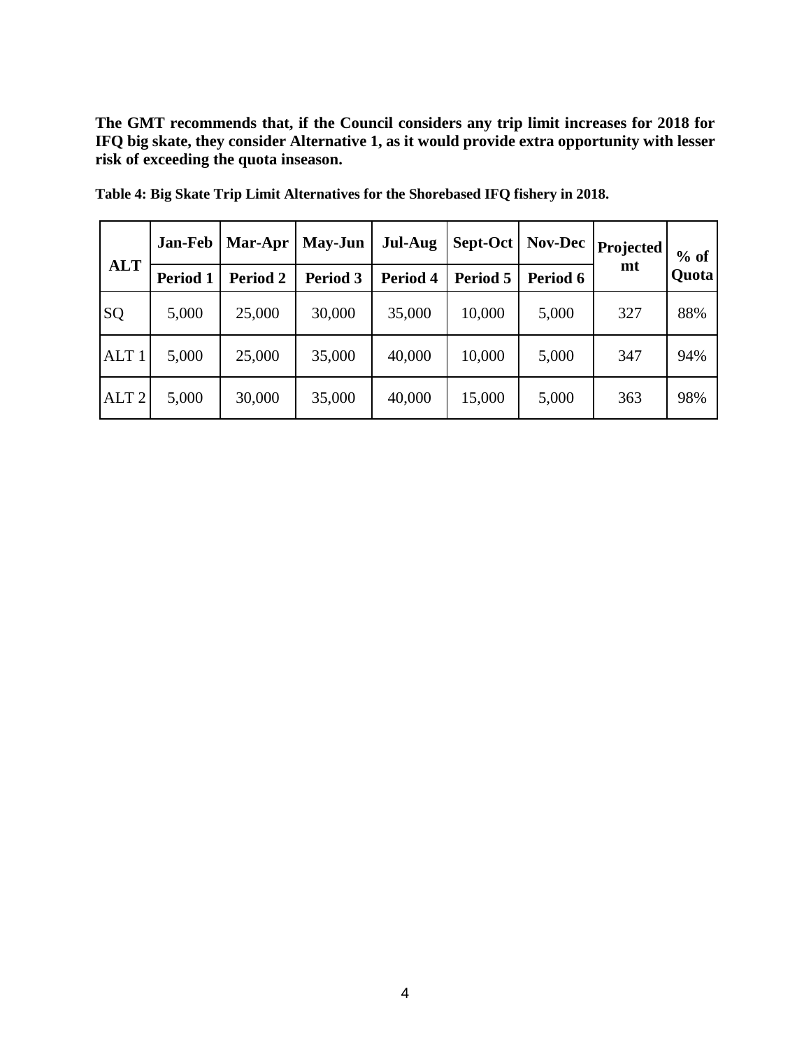**The GMT recommends that, if the Council considers any trip limit increases for 2018 for IFQ big skate, they consider Alternative 1, as it would provide extra opportunity with lesser risk of exceeding the quota inseason.**

**Table 4: Big Skate Trip Limit Alternatives for the Shorebased IFQ fishery in 2018.**

| ALT | Jan-Feb | Mar-Apr | May-Jun | Jul-Aug | Sept-Oct | Nov-Dec | Projected mt | % of Quota |
|---|---|---|---|---|---|---|---|---|
| | Period 1 | Period 2 | Period 3 | Period 4 | Period 5 | Period 6 | | |
| SQ | 5,000 | 25,000 | 30,000 | 35,000 | 10,000 | 5,000 | 327 | 88% |
| ALT 1 | 5,000 | 25,000 | 35,000 | 40,000 | 10,000 | 5,000 | 347 | 94% |
| ALT 2 | 5,000 | 30,000 | 35,000 | 40,000 | 15,000 | 5,000 | 363 | 98% |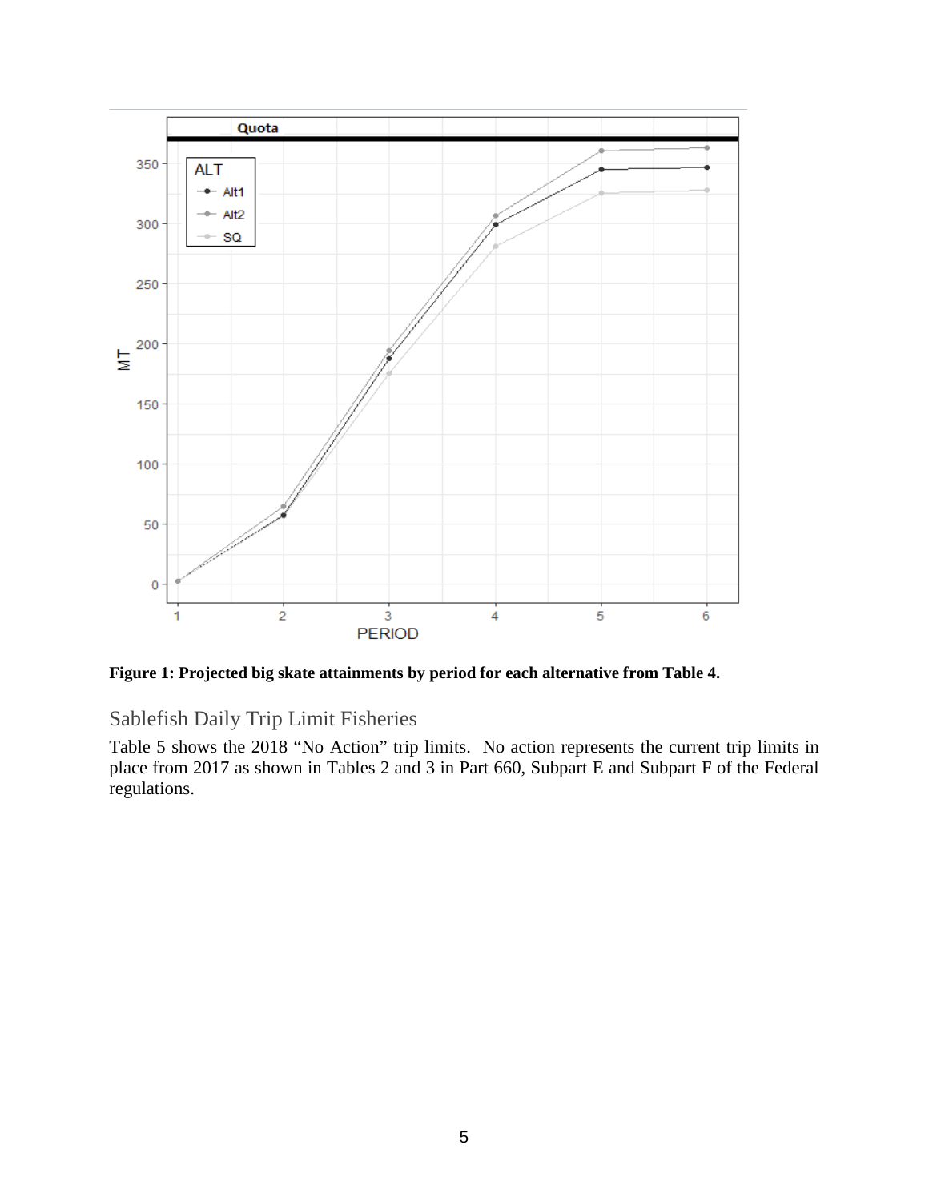**Figure 1: Projected big skate attainments by period for each alternative from Table 4.**

## Sablefish Daily Trip Limit Fisheries

Table 5 shows the 2018 "No Action" trip limits. No action represents the current trip limits in place from 2017 as shown in Tables 2 and 3 in Part 660, Subpart E and Subpart F of the Federal regulations.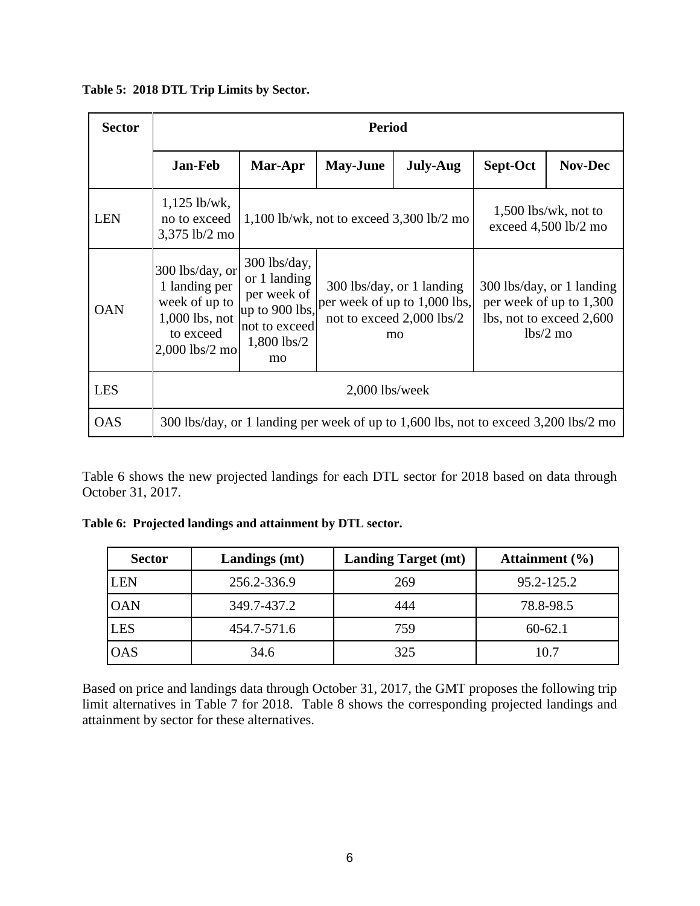**Table 5: 2018 DTL Trip Limits by Sector.**

| Sector | Period | | | | | |
|---|---|---|---|---|---|---|
| | Jan-Feb | Mar-Apr | May-June | July-Aug | Sept-Oct | Nov-Dec |
| LEN | 1,125 lb/wk, no to exceed 3,375 lb/2 mo | 1,100 lb/wk, not to exceed 3,300 lb/2 mo | | | 1,500 lbs/wk, not to exceed 4,500 lb/2 mo | |
| OAN | 300 lbs/day, or 1 landing per week of up to 1,000 lbs, not to exceed 2,000 lbs/2 mo | 300 lbs/day, or 1 landing per week of up to 900 lbs, not to exceed 1,800 lbs/2 mo | 300 lbs/day, or 1 landing per week of up to 1,000 lbs, not to exceed 2,000 lbs/2 mo | | 300 lbs/day, or 1 landing per week of up to 1,300 lbs, not to exceed 2,600 lbs/2 mo | |
| LES | 2,000 lbs/week | | | | | |
| OAS | 300 lbs/day, or 1 landing per week of up to 1,600 lbs, not to exceed 3,200 lbs/2 mo | | | | | |

Table 6 shows the new projected landings for each DTL sector for 2018 based on data through October 31, 2017.

**Table 6: Projected landings and attainment by DTL sector.**

| Sector | Landings (mt) | Landing Target (mt) | Attainment (%) |
|---|---|---|---|
| LEN | 256.2-336.9 | 269 | 95.2-125.2 |
| OAN | 349.7-437.2 | 444 | 78.8-98.5 |
| LES | 454.7-571.6 | 759 | 60-62.1 |
| OAS | 34.6 | 325 | 10.7 |

Based on price and landings data through October 31, 2017, the GMT proposes the following trip limit alternatives in Table 7 for 2018. Table 8 shows the corresponding projected landings and attainment by sector for these alternatives.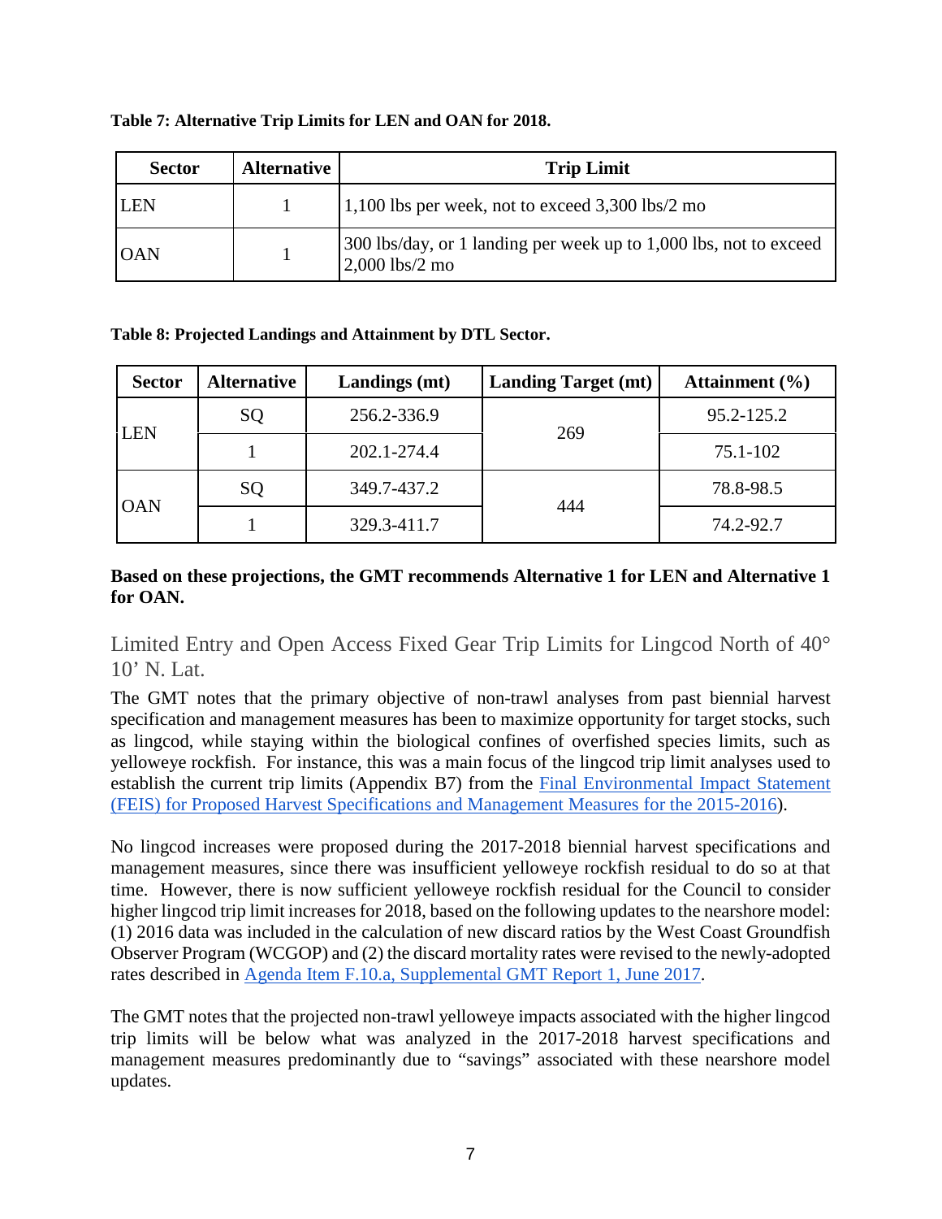**Table 7: Alternative Trip Limits for LEN and OAN for 2018.**

| Sector | Alternative | Trip Limit |
|---|---|---|
| LEN | 1 | 1,100 lbs per week, not to exceed 3,300 lbs/2 mo |
| OAN | 1 | 300 lbs/day, or 1 landing per week up to 1,000 lbs, not to exceed 2,000 lbs/2 mo |

**Table 8: Projected Landings and Attainment by DTL Sector.**

| Sector | Alternative | Landings (mt) | Landing Target (mt) | Attainment (%) |
|---|---|---|---|---|
| LEN | SQ | 256.2-336.9 | 269 | 95.2-125.2 |
| | 1 | 202.1-274.4 | | 75.1-102 |
| OAN | SQ | 349.7-437.2 | 444 | 78.8-98.5 |
| | 1 | 329.3-411.7 | | 74.2-92.7 |

**Based on these projections, the GMT recommends Alternative 1 for LEN and Alternative 1 for OAN.**

## Limited Entry and Open Access Fixed Gear Trip Limits for Lingcod North of 40° 10' N. Lat.

The GMT notes that the primary objective of non-trawl analyses from past biennial harvest specification and management measures has been to maximize opportunity for target stocks, such as lingcod, while staying within the biological confines of overfished species limits, such as yelloweye rockfish. For instance, this was a main focus of the lingcod trip limit analyses used to establish the current trip limits (Appendix B7) from the Final Environmental Impact Statement (FEIS) for Proposed Harvest Specifications and Management Measures for the 2015-2016).

No lingcod increases were proposed during the 2017-2018 biennial harvest specifications and management measures, since there was insufficient yelloweye rockfish residual to do so at that time. However, there is now sufficient yelloweye rockfish residual for the Council to consider higher lingcod trip limit increases for 2018, based on the following updates to the nearshore model: (1) 2016 data was included in the calculation of new discard ratios by the West Coast Groundfish Observer Program (WCGOP) and (2) the discard mortality rates were revised to the newly-adopted rates described in Agenda Item F.10.a, Supplemental GMT Report 1, June 2017.

The GMT notes that the projected non-trawl yelloweye impacts associated with the higher lingcod trip limits will be below what was analyzed in the 2017-2018 harvest specifications and management measures predominantly due to "savings" associated with these nearshore model updates.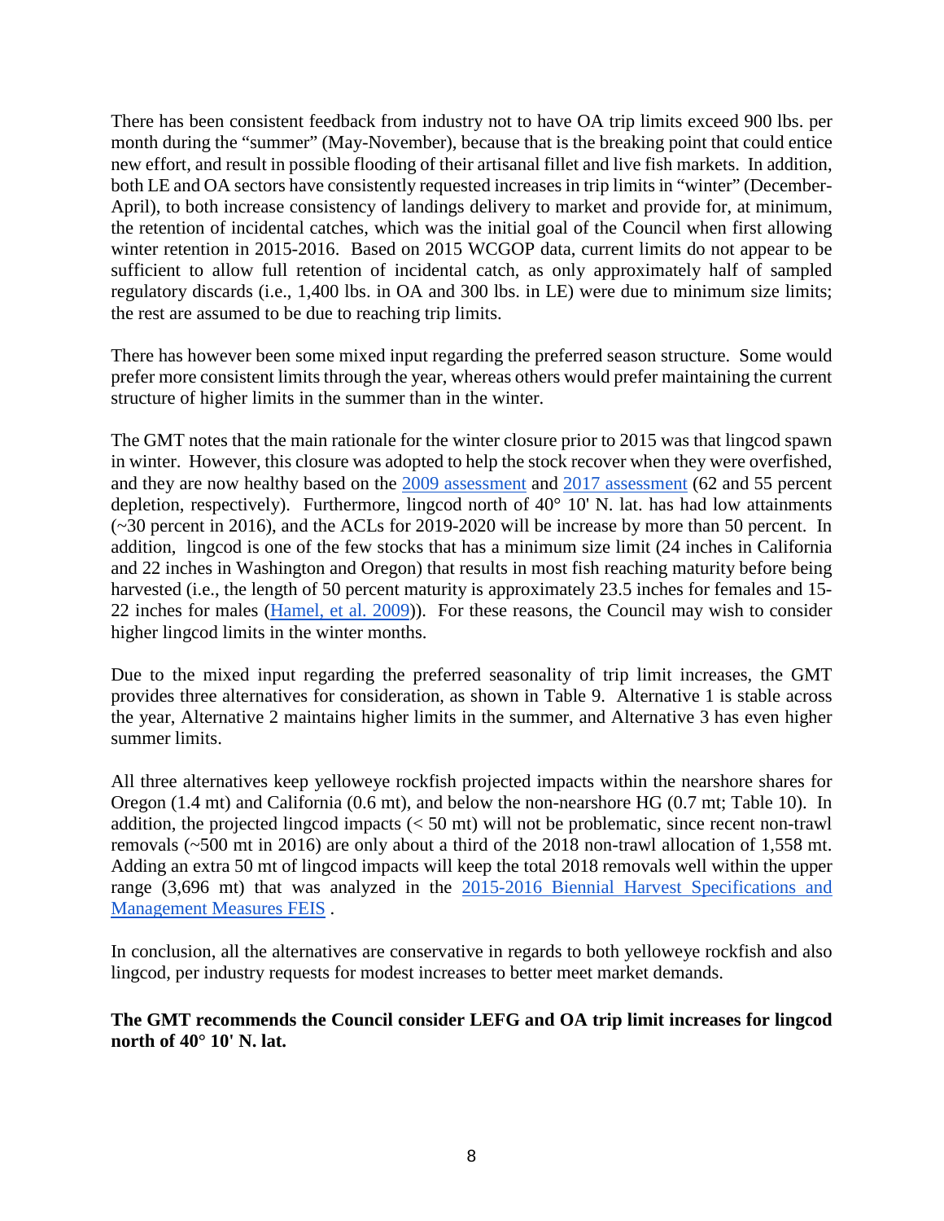There has been consistent feedback from industry not to have OA trip limits exceed 900 lbs. per month during the "summer" (May-November), because that is the breaking point that could entice new effort, and result in possible flooding of their artisanal fillet and live fish markets. In addition, both LE and OA sectors have consistently requested increases in trip limits in "winter" (December-April), to both increase consistency of landings delivery to market and provide for, at minimum, the retention of incidental catches, which was the initial goal of the Council when first allowing winter retention in 2015-2016. Based on 2015 WCGOP data, current limits do not appear to be sufficient to allow full retention of incidental catch, as only approximately half of sampled regulatory discards (i.e., 1,400 lbs. in OA and 300 lbs. in LE) were due to minimum size limits; the rest are assumed to be due to reaching trip limits.

There has however been some mixed input regarding the preferred season structure. Some would prefer more consistent limits through the year, whereas others would prefer maintaining the current structure of higher limits in the summer than in the winter.

The GMT notes that the main rationale for the winter closure prior to 2015 was that lingcod spawn in winter. However, this closure was adopted to help the stock recover when they were overfished, and they are now healthy based on the 2009 assessment and 2017 assessment (62 and 55 percent depletion, respectively). Furthermore, lingcod north of 40° 10' N. lat. has had low attainments (~30 percent in 2016), and the ACLs for 2019-2020 will be increase by more than 50 percent. In addition, lingcod is one of the few stocks that has a minimum size limit (24 inches in California and 22 inches in Washington and Oregon) that results in most fish reaching maturity before being harvested (i.e., the length of 50 percent maturity is approximately 23.5 inches for females and 15-22 inches for males (Hamel, et al. 2009)). For these reasons, the Council may wish to consider higher lingcod limits in the winter months.

Due to the mixed input regarding the preferred seasonality of trip limit increases, the GMT provides three alternatives for consideration, as shown in Table 9. Alternative 1 is stable across the year, Alternative 2 maintains higher limits in the summer, and Alternative 3 has even higher summer limits.

All three alternatives keep yelloweye rockfish projected impacts within the nearshore shares for Oregon (1.4 mt) and California (0.6 mt), and below the non-nearshore HG (0.7 mt; Table 10). In addition, the projected lingcod impacts (< 50 mt) will not be problematic, since recent non-trawl removals (~500 mt in 2016) are only about a third of the 2018 non-trawl allocation of 1,558 mt. Adding an extra 50 mt of lingcod impacts will keep the total 2018 removals well within the upper range (3,696 mt) that was analyzed in the 2015-2016 Biennial Harvest Specifications and Management Measures FEIS .

In conclusion, all the alternatives are conservative in regards to both yelloweye rockfish and also lingcod, per industry requests for modest increases to better meet market demands.

**The GMT recommends the Council consider LEFG and OA trip limit increases for lingcod north of 40° 10' N. lat.**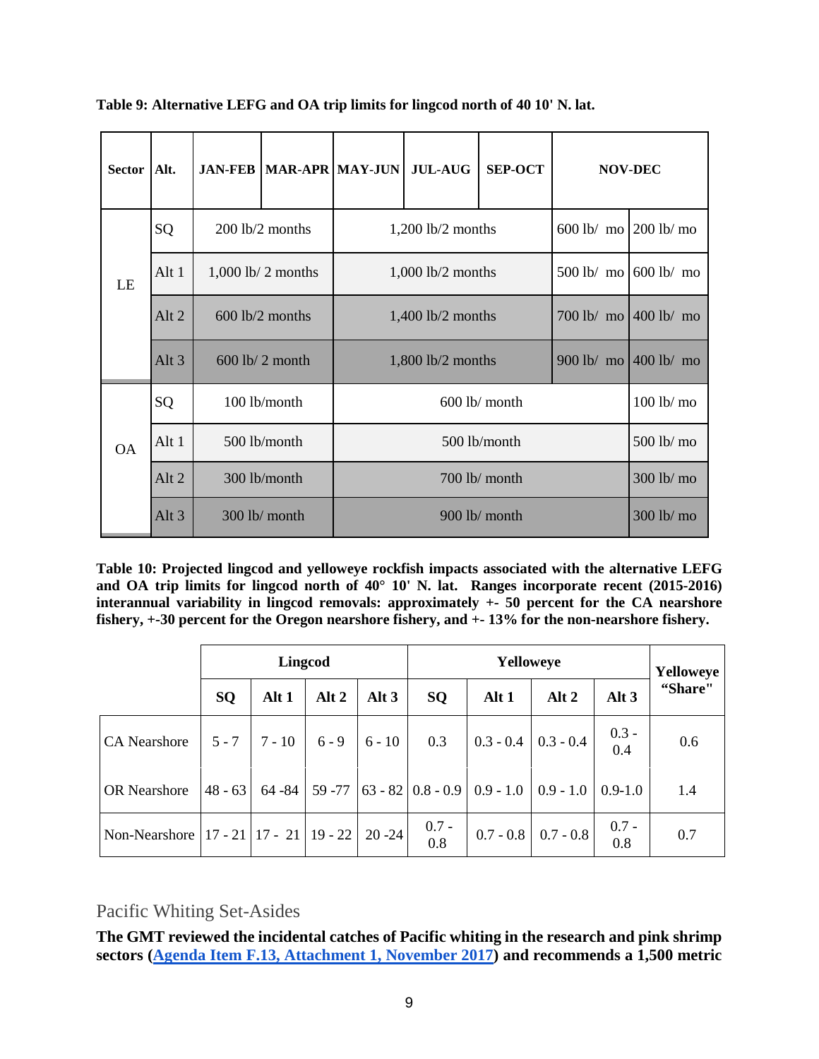**Table 9: Alternative LEFG and OA trip limits for lingcod north of 40 10' N. lat.**

| Sector | Alt. | JAN-FEB | MAR-APR | MAY-JUN | JUL-AUG | SEP-OCT | NOV-DEC | |
|---|---|---|---|---|---|---|---|---|
| LE | SQ | 200 lb/2 months | | 1,200 lb/2 months | | | 600 lb/ mo | 200 lb/ mo |
| | Alt 1 | 1,000 lb/ 2 months | | 1,000 lb/2 months | | | 500 lb/ mo | 600 lb/ mo |
| | Alt 2 | 600 lb/2 months | | 1,400 lb/2 months | | | 700 lb/ mo | 400 lb/ mo |
| | Alt 3 | 600 lb/ 2 month | | 1,800 lb/2 months | | | 900 lb/ mo | 400 lb/ mo |
| OA | SQ | 100 lb/month | | 600 lb/ month | | | | 100 lb/ mo |
| | Alt 1 | 500 lb/month | | 500 lb/month | | | | 500 lb/ mo |
| | Alt 2 | 300 lb/month | | 700 lb/ month | | | | 300 lb/ mo |
| | Alt 3 | 300 lb/ month | | 900 lb/ month | | | | 300 lb/ mo |

**Table 10: Projected lingcod and yelloweye rockfish impacts associated with the alternative LEFG and OA trip limits for lingcod north of 40° 10' N. lat. Ranges incorporate recent (2015-2016) interannual variability in lingcod removals: approximately +- 50 percent for the CA nearshore fishery, +-30 percent for the Oregon nearshore fishery, and +- 13% for the non-nearshore fishery.**

| | Lingcod | | | | Yelloweye | | | | Yelloweye "Share" |
|---|---|---|---|---|---|---|---|---|---|
| | SQ | Alt 1 | Alt 2 | Alt 3 | SQ | Alt 1 | Alt 2 | Alt 3 | |
| CA Nearshore | 5 - 7 | 7 - 10 | 6 - 9 | 6 - 10 | 0.3 | 0.3 - 0.4 | 0.3 - 0.4 | 0.3 - 0.4 | 0.6 |
| OR Nearshore | 48 - 63 | 64 -84 | 59 -77 | 63 - 82 | 0.8 - 0.9 | 0.9 - 1.0 | 0.9 - 1.0 | 0.9-1.0 | 1.4 |
| Non-Nearshore | 17 - 21 | 17 - 21 | 19 - 22 | 20 -24 | 0.7 - 0.8 | 0.7 - 0.8 | 0.7 - 0.8 | 0.7 - 0.8 | 0.7 |

## Pacific Whiting Set-Asides

**The GMT reviewed the incidental catches of Pacific whiting in the research and pink shrimp sectors ([Agenda Item F.13, Attachment 1, November 2017]) and recommends a 1,500 metric**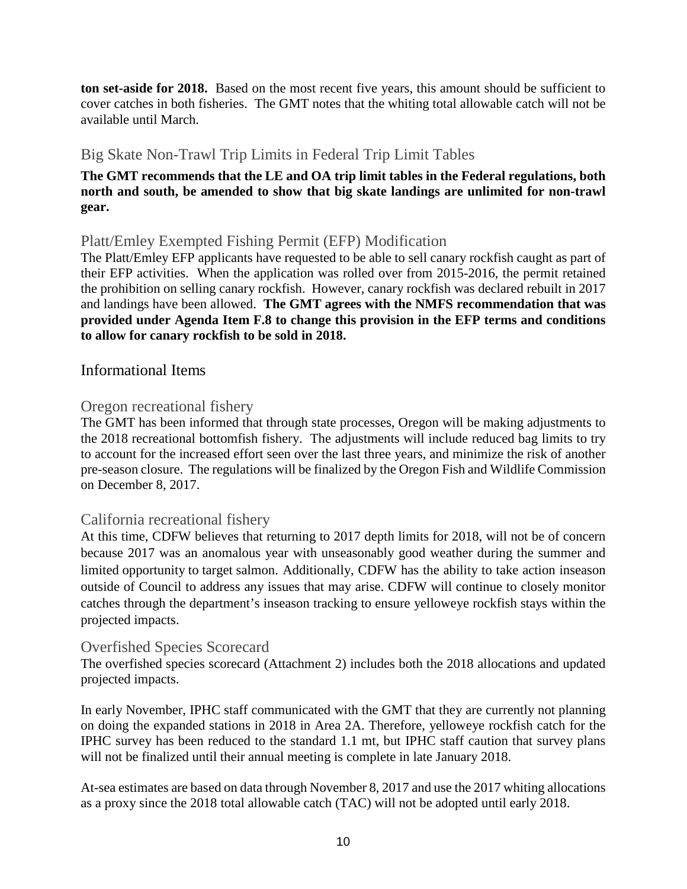**ton set-aside for 2018.** Based on the most recent five years, this amount should be sufficient to cover catches in both fisheries. The GMT notes that the whiting total allowable catch will not be available until March.

### Big Skate Non-Trawl Trip Limits in Federal Trip Limit Tables

**The GMT recommends that the LE and OA trip limit tables in the Federal regulations, both north and south, be amended to show that big skate landings are unlimited for non-trawl gear.**

### Platt/Emley Exempted Fishing Permit (EFP) Modification

The Platt/Emley EFP applicants have requested to be able to sell canary rockfish caught as part of their EFP activities. When the application was rolled over from 2015-2016, the permit retained the prohibition on selling canary rockfish. However, canary rockfish was declared rebuilt in 2017 and landings have been allowed. **The GMT agrees with the NMFS recommendation that was provided under Agenda Item F.8 to change this provision in the EFP terms and conditions to allow for canary rockfish to be sold in 2018.**

## Informational Items

### Oregon recreational fishery

The GMT has been informed that through state processes, Oregon will be making adjustments to the 2018 recreational bottomfish fishery. The adjustments will include reduced bag limits to try to account for the increased effort seen over the last three years, and minimize the risk of another pre-season closure. The regulations will be finalized by the Oregon Fish and Wildlife Commission on December 8, 2017.

### California recreational fishery

At this time, CDFW believes that returning to 2017 depth limits for 2018, will not be of concern because 2017 was an anomalous year with unseasonably good weather during the summer and limited opportunity to target salmon. Additionally, CDFW has the ability to take action inseason outside of Council to address any issues that may arise. CDFW will continue to closely monitor catches through the department's inseason tracking to ensure yelloweye rockfish stays within the projected impacts.

### Overfished Species Scorecard

The overfished species scorecard (Attachment 2) includes both the 2018 allocations and updated projected impacts.

In early November, IPHC staff communicated with the GMT that they are currently not planning on doing the expanded stations in 2018 in Area 2A. Therefore, yelloweye rockfish catch for the IPHC survey has been reduced to the standard 1.1 mt, but IPHC staff caution that survey plans will not be finalized until their annual meeting is complete in late January 2018.

At-sea estimates are based on data through November 8, 2017 and use the 2017 whiting allocations as a proxy since the 2018 total allowable catch (TAC) will not be adopted until early 2018.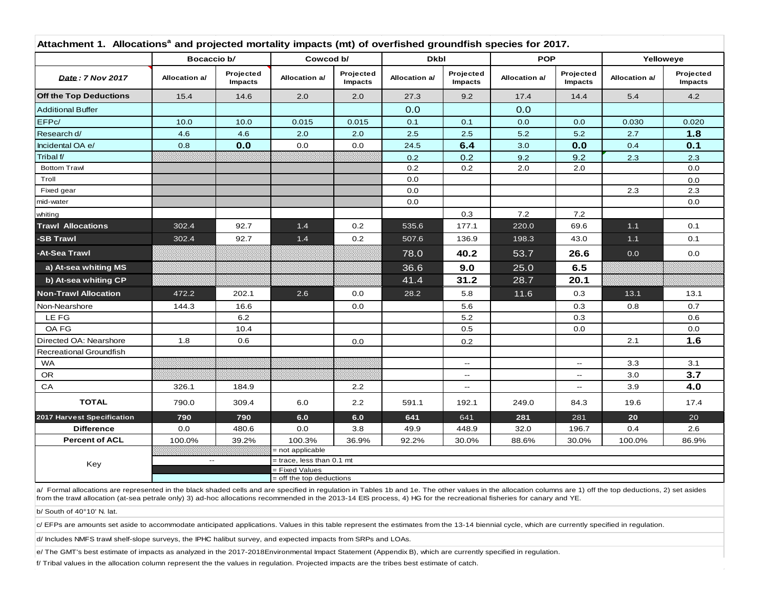**Attachment 1. Allocations[a] and projected mortality impacts (mt) of overfished groundfish species for 2017.**

| | Bocaccio b/ | | Cowcod b/ | | Dkbl | | POP | | Yelloweye | |
|---|---|---|---|---|---|---|---|---|---|---|
| ***Date* : 7 Nov 2017** | Allocation a/ | Projected Impacts | Allocation a/ | Projected Impacts | Allocation a/ | Projected Impacts | Allocation a/ | Projected Impacts | Allocation a/ | Projected Impacts |
| **Off the Top Deductions** | 15.4 | 14.6 | 2.0 | 2.0 | 27.3 | 9.2 | 17.4 | 14.4 | 5.4 | 4.2 |
| Additional Buffer | | | | | 0.0 | | 0.0 | | | |
| EFPc/ | 10.0 | 10.0 | 0.015 | 0.015 | 0.1 | 0.1 | 0.0 | 0.0 | 0.030 | 0.020 |
| Research d/ | 4.6 | 4.6 | 2.0 | 2.0 | 2.5 | 2.5 | 5.2 | 5.2 | 2.7 | **1.8** |
| Incidental OA e/ | 0.8 | **0.0** | 0.0 | 0.0 | 24.5 | **6.4** | 3.0 | **0.0** | 0.4 | **0.1** |
| Tribal f/ | | | | | 0.2 | 0.2 | 9.2 | 9.2 | 2.3 | 2.3 |
| Bottom Trawl | | | | | 0.2 | 0.2 | 2.0 | 2.0 | | 0.0 |
| Troll | | | | | 0.0 | | | | | 0.0 |
| Fixed gear | | | | | 0.0 | | | | 2.3 | 2.3 |
| mid-water | | | | | 0.0 | | | | | 0.0 |
| whiting | | | | | | 0.3 | 7.2 | 7.2 | | |
| **Trawl Allocations** | 302.4 | 92.7 | 1.4 | 0.2 | 535.6 | 177.1 | 220.0 | 69.6 | 1.1 | 0.1 |
| **-SB Trawl** | 302.4 | 92.7 | 1.4 | 0.2 | 507.6 | 136.9 | 198.3 | 43.0 | 1.1 | 0.1 |
| **-At-Sea Trawl** | | | | | 78.0 | **40.2** | 53.7 | **26.6** | 0.0 | 0.0 |
| **a) At-sea whiting MS** | | | | | 36.6 | **9.0** | 25.0 | **6.5** | | |
| **b) At-sea whiting CP** | | | | | 41.4 | **31.2** | 28.7 | **20.1** | | |
| **Non-Trawl Allocation** | 472.2 | 202.1 | 2.6 | 0.0 | 28.2 | 5.8 | 11.6 | 0.3 | 13.1 | 13.1 |
| Non-Nearshore | 144.3 | 16.6 | | 0.0 | | 5.6 | | 0.3 | 0.8 | 0.7 |
| LE FG | | 6.2 | | | | 5.2 | | 0.3 | | 0.6 |
| OA FG | | 10.4 | | | | 0.5 | | 0.0 | | 0.0 |
| Directed OA: Nearshore | 1.8 | 0.6 | | 0.0 | | 0.2 | | | 2.1 | **1.6** |
| Recreational Groundfish | | | | | | | | | | |
| WA | | | | | | -- | | -- | 3.3 | 3.1 |
| OR | | | | | | -- | | -- | 3.0 | **3.7** |
| CA | 326.1 | 184.9 | | 2.2 | | -- | | -- | 3.9 | **4.0** |
| **TOTAL** | 790.0 | 309.4 | 6.0 | 2.2 | 591.1 | 192.1 | 249.0 | 84.3 | 19.6 | 17.4 |
| **2017 Harvest Specification** | **790** | **790** | **6.0** | **6.0** | **641** | 641 | **281** | 281 | **20** | 20 |
| **Difference** | 0.0 | 480.6 | 0.0 | 3.8 | 49.9 | 448.9 | 32.0 | 196.7 | 0.4 | 2.6 |
| **Percent of ACL** | 100.0% | 39.2% | 100.3% | 36.9% | 92.2% | 30.0% | 88.6% | 30.0% | 100.0% | 86.9% |

Key:

| Symbol | Meaning |
|---|---|
| (hatched) | = not applicable |
| -- | = trace, less than 0.1 mt |
| (black) | = Fixed Values |
| (light blue) | = off the top deductions |

a/ Formal allocations are represented in the black shaded cells and are specified in regulation in Tables 1b and 1e. The other values in the allocation columns are 1) off the top deductions, 2) set asides from the trawl allocation (at-sea petrale only) 3) ad-hoc allocations recommended in the 2013-14 EIS process, 4) HG for the recreational fisheries for canary and YE.

b/ South of 40°10' N. lat.

c/ EFPs are amounts set aside to accommodate anticipated applications. Values in this table represent the estimates from the 13-14 biennial cycle, which are currently specified in regulation.

d/ Includes NMFS trawl shelf-slope surveys, the IPHC halibut survey, and expected impacts from SRPs and LOAs.

e/ The GMT's best estimate of impacts as analyzed in the 2017-2018Environmental Impact Statement (Appendix B), which are currently specified in regulation.

f/ Tribal values in the allocation column represent the the values in regulation. Projected impacts are the tribes best estimate of catch.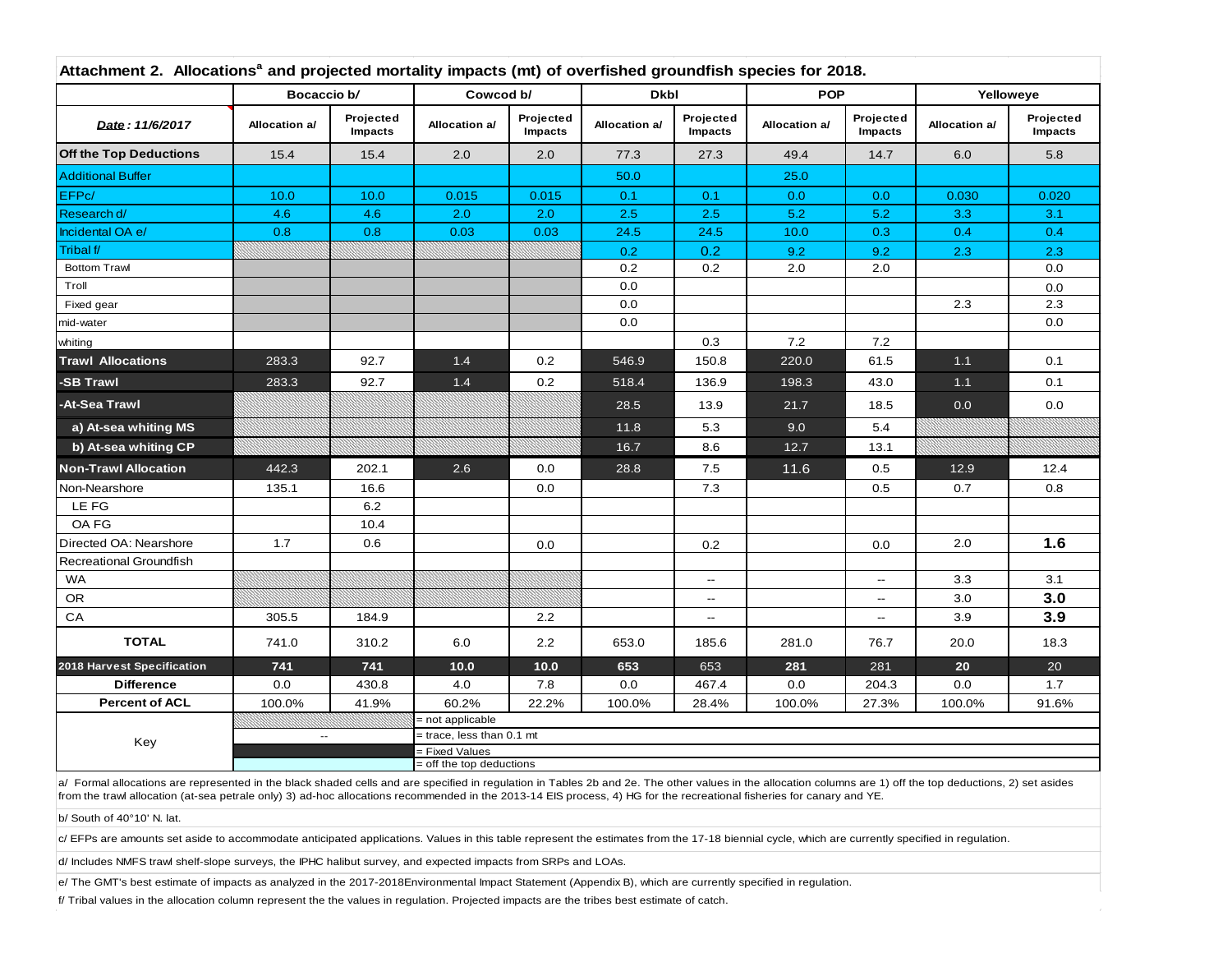**Attachment 2. Allocations[a] and projected mortality impacts (mt) of overfished groundfish species for 2018.**

| | Bocaccio b/ | | Cowcod b/ | | Dkbl | | POP | | Yelloweye | |
|---|---|---|---|---|---|---|---|---|---|---|
| ***Date : 11/6/2017*** | Allocation a/ | Projected Impacts | Allocation a/ | Projected Impacts | Allocation a/ | Projected Impacts | Allocation a/ | Projected Impacts | Allocation a/ | Projected Impacts |
| **Off the Top Deductions** | 15.4 | 15.4 | 2.0 | 2.0 | 77.3 | 27.3 | 49.4 | 14.7 | 6.0 | 5.8 |
| Additional Buffer | | | | | 50.0 | | 25.0 | | | |
| EFPc/ | 10.0 | 10.0 | 0.015 | 0.015 | 0.1 | 0.1 | 0.0 | 0.0 | 0.030 | 0.020 |
| Research d/ | 4.6 | 4.6 | 2.0 | 2.0 | 2.5 | 2.5 | 5.2 | 5.2 | 3.3 | 3.1 |
| Incidental OA e/ | 0.8 | 0.8 | 0.03 | 0.03 | 24.5 | 24.5 | 10.0 | 0.3 | 0.4 | 0.4 |
| Tribal f/ | | | | | 0.2 | 0.2 | 9.2 | 9.2 | 2.3 | 2.3 |
| Bottom Trawl | | | | | 0.2 | 0.2 | 2.0 | 2.0 | | 0.0 |
| Troll | | | | | 0.0 | | | | | 0.0 |
| Fixed gear | | | | | 0.0 | | | | 2.3 | 2.3 |
| mid-water | | | | | 0.0 | | | | | 0.0 |
| whiting | | | | | | 0.3 | 7.2 | 7.2 | | |
| **Trawl Allocations** | 283.3 | 92.7 | 1.4 | 0.2 | 546.9 | 150.8 | 220.0 | 61.5 | 1.1 | 0.1 |
| **-SB Trawl** | 283.3 | 92.7 | 1.4 | 0.2 | 518.4 | 136.9 | 198.3 | 43.0 | 1.1 | 0.1 |
| **-At-Sea Trawl** | | | | | 28.5 | 13.9 | 21.7 | 18.5 | 0.0 | 0.0 |
| **a) At-sea whiting MS** | | | | | 11.8 | 5.3 | 9.0 | 5.4 | | |
| **b) At-sea whiting CP** | | | | | 16.7 | 8.6 | 12.7 | 13.1 | | |
| **Non-Trawl Allocation** | 442.3 | 202.1 | 2.6 | 0.0 | 28.8 | 7.5 | 11.6 | 0.5 | 12.9 | 12.4 |
| Non-Nearshore | 135.1 | 16.6 | | 0.0 | | 7.3 | | 0.5 | 0.7 | 0.8 |
| LE FG | | 6.2 | | | | | | | | |
| OA FG | | 10.4 | | | | | | | | |
| Directed OA: Nearshore | 1.7 | 0.6 | | 0.0 | | 0.2 | | 0.0 | 2.0 | **1.6** |
| Recreational Groundfish | | | | | | | | | | |
| WA | | | | | | -- | | -- | 3.3 | 3.1 |
| OR | | | | | | -- | | -- | 3.0 | **3.0** |
| CA | 305.5 | 184.9 | | 2.2 | | -- | | -- | 3.9 | **3.9** |
| **TOTAL** | 741.0 | 310.2 | 6.0 | 2.2 | 653.0 | 185.6 | 281.0 | 76.7 | 20.0 | 18.3 |
| **2018 Harvest Specification** | **741** | **741** | **10.0** | **10.0** | **653** | 653 | **281** | 281 | **20** | 20 |
| **Difference** | 0.0 | 430.8 | 4.0 | 7.8 | 0.0 | 467.4 | 0.0 | 204.3 | 0.0 | 1.7 |
| **Percent of ACL** | 100.0% | 41.9% | 60.2% | 22.2% | 100.0% | 28.4% | 100.0% | 27.3% | 100.0% | 91.6% |

Key:
- (hatched) = not applicable
- -- = trace, less than 0.1 mt
- (black) = Fixed Values
- (light blue) = off the top deductions

a/ Formal allocations are represented in the black shaded cells and are specified in regulation in Tables 2b and 2e. The other values in the allocation columns are 1) off the top deductions, 2) set asides from the trawl allocation (at-sea petrale only) 3) ad-hoc allocations recommended in the 2013-14 EIS process, 4) HG for the recreational fisheries for canary and YE.

b/ South of 40°10' N. lat.

c/ EFPs are amounts set aside to accommodate anticipated applications. Values in this table represent the estimates from the 17-18 biennial cycle, which are currently specified in regulation.

d/ Includes NMFS trawl shelf-slope surveys, the IPHC halibut survey, and expected impacts from SRPs and LOAs.

e/ The GMT's best estimate of impacts as analyzed in the 2017-2018Environmental Impact Statement (Appendix B), which are currently specified in regulation.

f/ Tribal values in the allocation column represent the the values in regulation. Projected impacts are the tribes best estimate of catch.